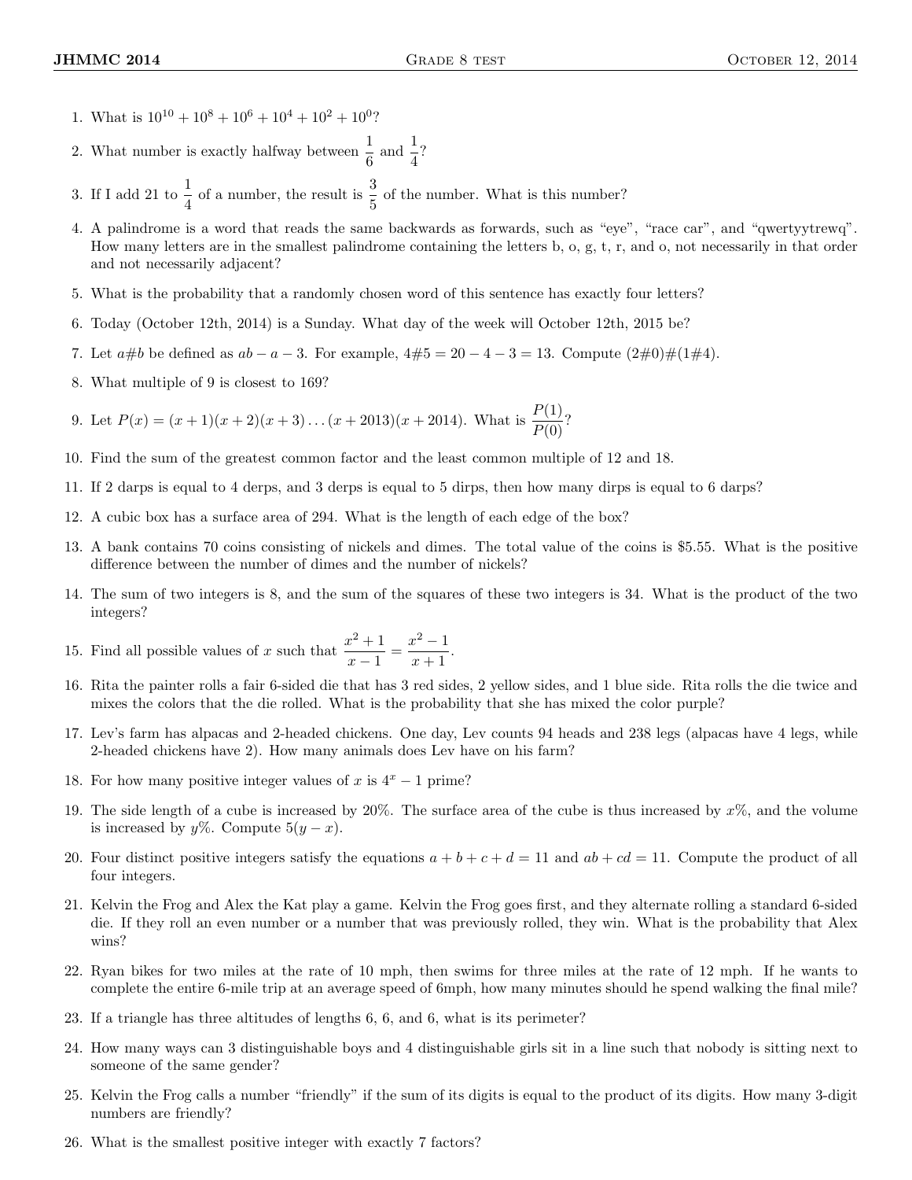1. What is $10^{10} + 10^8 + 10^6 + 10^4 + 10^2 + 10^0$?
2. What number is exactly halfway between $\frac{1}{6}$ and $\frac{1}{4}$?
3. If I add 21 to $\frac{1}{4}$ of a number, the result is $\frac{3}{5}$ of the number. What is this number?
4. A palindrome is a word that reads the same backwards as forwards, such as "eye", "race car", and "qwertyytrewq". How many letters are in the smallest palindrome containing the letters b, o, g, t, r, and o, not necessarily in that order and not necessarily adjacent?
5. What is the probability that a randomly chosen word of this sentence has exactly four letters?
6. Today (October 12th, 2014) is a Sunday. What day of the week will October 12th, 2015 be?
7. Let $a\#b$ be defined as $ab - a - 3$. For example, $4\#5 = 20 - 4 - 3 = 13$. Compute $(2\#0)\#(1\#4)$.
8. What multiple of 9 is closest to 169?
9. Let $P(x) = (x+1)(x+2)(x+3)\ldots(x+2013)(x+2014)$. What is $\frac{P(1)}{P(0)}$?
10. Find the sum of the greatest common factor and the least common multiple of 12 and 18.
11. If 2 darps is equal to 4 derps, and 3 derps is equal to 5 dirps, then how many dirps is equal to 6 darps?
12. A cubic box has a surface area of 294. What is the length of each edge of the box?
13. A bank contains 70 coins consisting of nickels and dimes. The total value of the coins is \$5.55. What is the positive difference between the number of dimes and the number of nickels?
14. The sum of two integers is 8, and the sum of the squares of these two integers is 34. What is the product of the two integers?
15. Find all possible values of $x$ such that $\frac{x^2+1}{x-1} = \frac{x^2-1}{x+1}$.
16. Rita the painter rolls a fair 6-sided die that has 3 red sides, 2 yellow sides, and 1 blue side. Rita rolls the die twice and mixes the colors that the die rolled. What is the probability that she has mixed the color purple?
17. Lev's farm has alpacas and 2-headed chickens. One day, Lev counts 94 heads and 238 legs (alpacas have 4 legs, while 2-headed chickens have 2). How many animals does Lev have on his farm?
18. For how many positive integer values of $x$ is $4^x - 1$ prime?
19. The side length of a cube is increased by 20%. The surface area of the cube is thus increased by $x$%, and the volume is increased by $y$%. Compute $5(y - x)$.
20. Four distinct positive integers satisfy the equations $a + b + c + d = 11$ and $ab + cd = 11$. Compute the product of all four integers.
21. Kelvin the Frog and Alex the Kat play a game. Kelvin the Frog goes first, and they alternate rolling a standard 6-sided die. If they roll an even number or a number that was previously rolled, they win. What is the probability that Alex wins?
22. Ryan bikes for two miles at the rate of 10 mph, then swims for three miles at the rate of 12 mph. If he wants to complete the entire 6-mile trip at an average speed of 6mph, how many minutes should he spend walking the final mile?
23. If a triangle has three altitudes of lengths 6, 6, and 6, what is its perimeter?
24. How many ways can 3 distinguishable boys and 4 distinguishable girls sit in a line such that nobody is sitting next to someone of the same gender?
25. Kelvin the Frog calls a number "friendly" if the sum of its digits is equal to the product of its digits. How many 3-digit numbers are friendly?
26. What is the smallest positive integer with exactly 7 factors?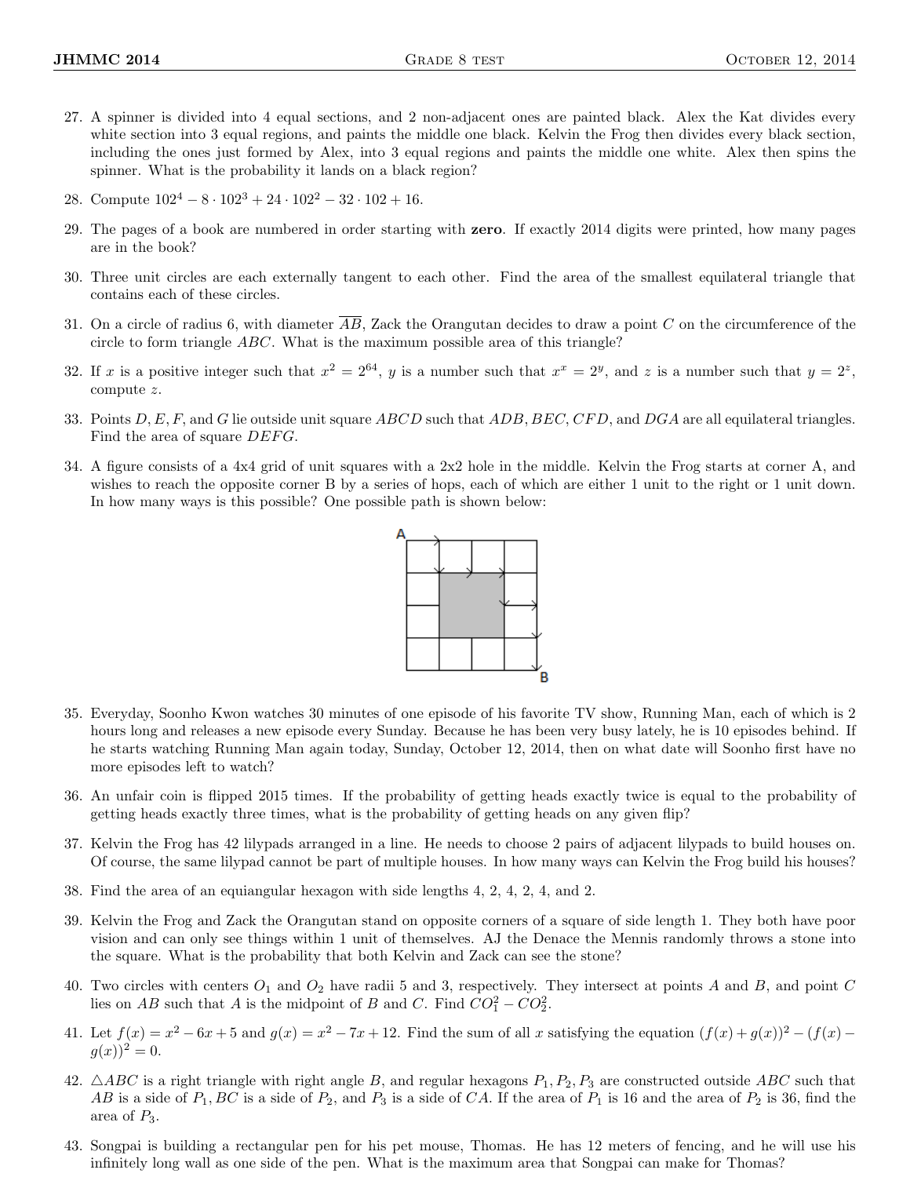27. A spinner is divided into 4 equal sections, and 2 non-adjacent ones are painted black. Alex the Kat divides every white section into 3 equal regions, and paints the middle one black. Kelvin the Frog then divides every black section, including the ones just formed by Alex, into 3 equal regions and paints the middle one white. Alex then spins the spinner. What is the probability it lands on a black region?

28. Compute $102^4 - 8 \cdot 102^3 + 24 \cdot 102^2 - 32 \cdot 102 + 16$.

29. The pages of a book are numbered in order starting with **zero**. If exactly 2014 digits were printed, how many pages are in the book?

30. Three unit circles are each externally tangent to each other. Find the area of the smallest equilateral triangle that contains each of these circles.

31. On a circle of radius 6, with diameter $\overline{AB}$, Zack the Orangutan decides to draw a point $C$ on the circumference of the circle to form triangle $ABC$. What is the maximum possible area of this triangle?

32. If $x$ is a positive integer such that $x^2 = 2^{64}$, $y$ is a number such that $x^x = 2^y$, and $z$ is a number such that $y = 2^z$, compute $z$.

33. Points $D, E, F$, and $G$ lie outside unit square $ABCD$ such that $ADB$, $BEC$, $CFD$, and $DGA$ are all equilateral triangles. Find the area of square $DEFG$.

34. A figure consists of a 4x4 grid of unit squares with a 2x2 hole in the middle. Kelvin the Frog starts at corner A, and wishes to reach the opposite corner B by a series of hops, each of which are either 1 unit to the right or 1 unit down. In how many ways is this possible? One possible path is shown below:

35. Everyday, Soonho Kwon watches 30 minutes of one episode of his favorite TV show, Running Man, each of which is 2 hours long and releases a new episode every Sunday. Because he has been very busy lately, he is 10 episodes behind. If he starts watching Running Man again today, Sunday, October 12, 2014, then on what date will Soonho first have no more episodes left to watch?

36. An unfair coin is flipped 2015 times. If the probability of getting heads exactly twice is equal to the probability of getting heads exactly three times, what is the probability of getting heads on any given flip?

37. Kelvin the Frog has 42 lilypads arranged in a line. He needs to choose 2 pairs of adjacent lilypads to build houses on. Of course, the same lilypad cannot be part of multiple houses. In how many ways can Kelvin the Frog build his houses?

38. Find the area of an equiangular hexagon with side lengths 4, 2, 4, 2, 4, and 2.

39. Kelvin the Frog and Zack the Orangutan stand on opposite corners of a square of side length 1. They both have poor vision and can only see things within 1 unit of themselves. AJ the Denace the Mennis randomly throws a stone into the square. What is the probability that both Kelvin and Zack can see the stone?

40. Two circles with centers $O_1$ and $O_2$ have radii 5 and 3, respectively. They intersect at points $A$ and $B$, and point $C$ lies on $AB$ such that $A$ is the midpoint of $B$ and $C$. Find $CO_1^2 - CO_2^2$.

41. Let $f(x) = x^2 - 6x + 5$ and $g(x) = x^2 - 7x + 12$. Find the sum of all $x$ satisfying the equation $(f(x) + g(x))^2 - (f(x) - g(x))^2 = 0$.

42. $\triangle ABC$ is a right triangle with right angle $B$, and regular hexagons $P_1, P_2, P_3$ are constructed outside $ABC$ such that $AB$ is a side of $P_1$, $BC$ is a side of $P_2$, and $P_3$ is a side of $CA$. If the area of $P_1$ is 16 and the area of $P_2$ is 36, find the area of $P_3$.

43. Songpai is building a rectangular pen for his pet mouse, Thomas. He has 12 meters of fencing, and he will use his infinitely long wall as one side of the pen. What is the maximum area that Songpai can make for Thomas?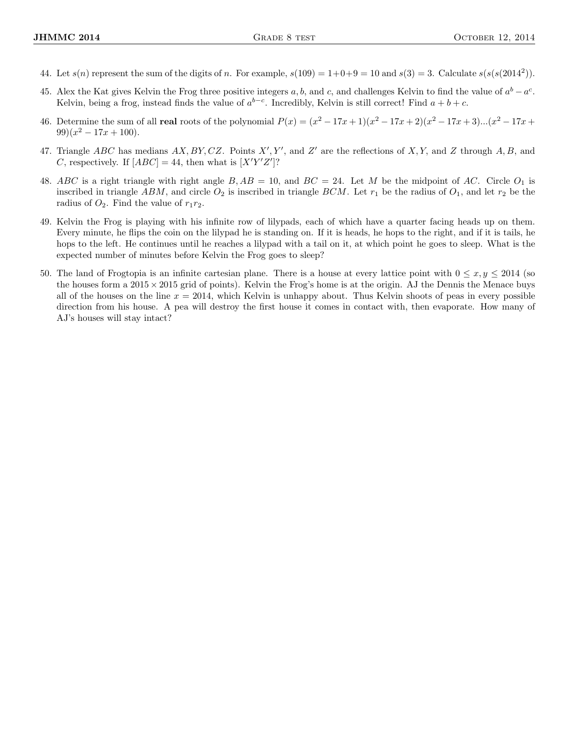44. Let $s(n)$ represent the sum of the digits of $n$. For example, $s(109) = 1+0+9 = 10$ and $s(3) = 3$. Calculate $s(s(s(2014^2)))$.

45. Alex the Kat gives Kelvin the Frog three positive integers $a, b$, and $c$, and challenges Kelvin to find the value of $a^b - a^c$. Kelvin, being a frog, instead finds the value of $a^{b-c}$. Incredibly, Kelvin is still correct! Find $a + b + c$.

46. Determine the sum of all **real** roots of the polynomial $P(x) = (x^2 - 17x + 1)(x^2 - 17x + 2)(x^2 - 17x + 3)...(x^2 - 17x + 99)(x^2 - 17x + 100)$.

47. Triangle $ABC$ has medians $AX, BY, CZ$. Points $X', Y'$, and $Z'$ are the reflections of $X, Y$, and $Z$ through $A, B$, and $C$, respectively. If $[ABC] = 44$, then what is $[X'Y'Z']$?

48. $ABC$ is a right triangle with right angle $B, AB = 10$, and $BC = 24$. Let $M$ be the midpoint of $AC$. Circle $O_1$ is inscribed in triangle $ABM$, and circle $O_2$ is inscribed in triangle $BCM$. Let $r_1$ be the radius of $O_1$, and let $r_2$ be the radius of $O_2$. Find the value of $r_1 r_2$.

49. Kelvin the Frog is playing with his infinite row of lilypads, each of which have a quarter facing heads up on them. Every minute, he flips the coin on the lilypad he is standing on. If it is heads, he hops to the right, and if it is tails, he hops to the left. He continues until he reaches a lilypad with a tail on it, at which point he goes to sleep. What is the expected number of minutes before Kelvin the Frog goes to sleep?

50. The land of Frogtopia is an infinite cartesian plane. There is a house at every lattice point with $0 \le x, y \le 2014$ (so the houses form a $2015 \times 2015$ grid of points). Kelvin the Frog's home is at the origin. AJ the Dennis the Menace buys all of the houses on the line $x = 2014$, which Kelvin is unhappy about. Thus Kelvin shoots of peas in every possible direction from his house. A pea will destroy the first house it comes in contact with, then evaporate. How many of AJ's houses will stay intact?